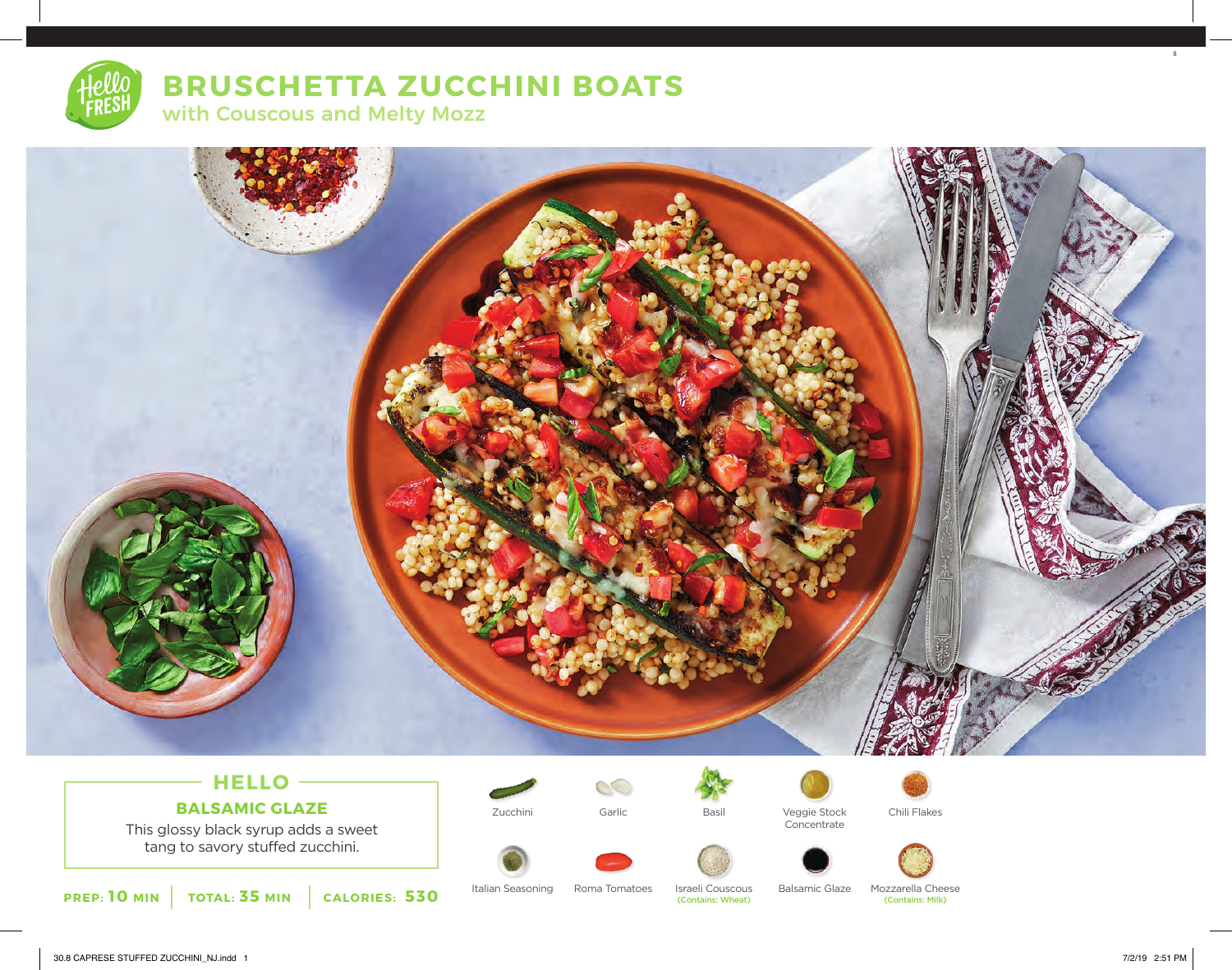# BRUSCHETTA ZUCCHINI BOATS

## with Couscous and Melty Mozz

### HELLO

**BALSAMIC GLAZE**

This glossy black syrup adds a sweet tang to savory stuffed zucchini.

**PREP: 10 MIN** | **TOTAL: 35 MIN** | **CALORIES: 530**

- Zucchini
- Garlic
- Basil
- Veggie Stock Concentrate
- Chili Flakes
- Italian Seasoning
- Roma Tomatoes
- Israeli Couscous (Contains: Wheat)
- Balsamic Glaze
- Mozzarella Cheese (Contains: Milk)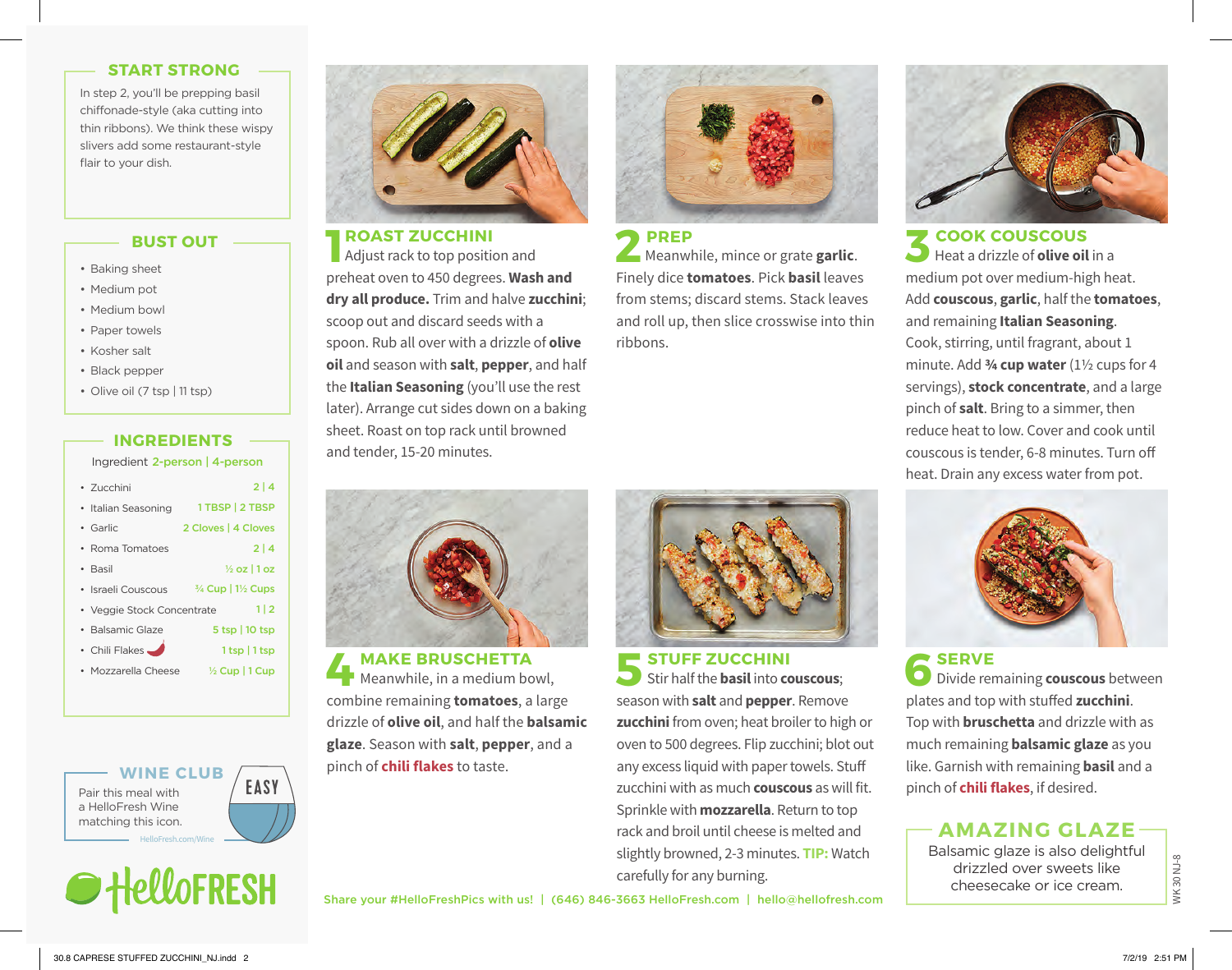## START STRONG

In step 2, you'll be prepping basil chiffonade-style (aka cutting into thin ribbons). We think these wispy slivers add some restaurant-style flair to your dish.

## BUST OUT

- Baking sheet
- Medium pot
- Medium bowl
- Paper towels
- Kosher salt
- Black pepper
- Olive oil (7 tsp | 11 tsp)

## INGREDIENTS

| Ingredient | 2-person \| 4-person |
| --- | --- |
| Zucchini | 2 \| 4 |
| Italian Seasoning | 1 TBSP \| 2 TBSP |
| Garlic | 2 Cloves \| 4 Cloves |
| Roma Tomatoes | 2 \| 4 |
| Basil | ½ oz \| 1 oz |
| Israeli Couscous | ¾ Cup \| 1½ Cups |
| Veggie Stock Concentrate | 1 \| 2 |
| Balsamic Glaze | 5 tsp \| 10 tsp |
| Chili Flakes | 1 tsp \| 1 tsp |
| Mozzarella Cheese | ½ Cup \| 1 Cup |

## WINE CLUB

Pair this meal with a HelloFresh Wine matching this icon.

EASY

HelloFresh.com/Wine

HelloFRESH

## 1 ROAST ZUCCHINI

Adjust rack to top position and preheat oven to 450 degrees. **Wash and dry all produce.** Trim and halve **zucchini**; scoop out and discard seeds with a spoon. Rub all over with a drizzle of **olive oil** and season with **salt**, **pepper**, and half the **Italian Seasoning** (you'll use the rest later). Arrange cut sides down on a baking sheet. Roast on top rack until browned and tender, 15-20 minutes.

## 2 PREP

Meanwhile, mince or grate **garlic**. Finely dice **tomatoes**. Pick **basil** leaves from stems; discard stems. Stack leaves and roll up, then slice crosswise into thin ribbons.

## 3 COOK COUSCOUS

Heat a drizzle of **olive oil** in a medium pot over medium-high heat. Add **couscous**, **garlic**, half the **tomatoes**, and remaining **Italian Seasoning**. Cook, stirring, until fragrant, about 1 minute. Add **¾ cup water** (1½ cups for 4 servings), **stock concentrate**, and a large pinch of **salt**. Bring to a simmer, then reduce heat to low. Cover and cook until couscous is tender, 6-8 minutes. Turn off heat. Drain any excess water from pot.

## 4 MAKE BRUSCHETTA

Meanwhile, in a medium bowl, combine remaining **tomatoes**, a large drizzle of **olive oil**, and half the **balsamic glaze**. Season with **salt**, **pepper**, and a pinch of **chili flakes** to taste.

## 5 STUFF ZUCCHINI

Stir half the **basil** into **couscous**; season with **salt** and **pepper**. Remove **zucchini** from oven; heat broiler to high or oven to 500 degrees. Flip zucchini; blot out any excess liquid with paper towels. Stuff zucchini with as much **couscous** as will fit. Sprinkle with **mozzarella**. Return to top rack and broil until cheese is melted and slightly browned, 2-3 minutes. **TIP:** Watch carefully for any burning.

## 6 SERVE

Divide remaining **couscous** between plates and top with stuffed **zucchini**. Top with **bruschetta** and drizzle with as much remaining **balsamic glaze** as you like. Garnish with remaining **basil** and a pinch of **chili flakes**, if desired.

## AMAZING GLAZE

Balsamic glaze is also delightful drizzled over sweets like cheesecake or ice cream.

Share your #HelloFreshPics with us! | (646) 846-3663 HelloFresh.com | hello@hellofresh.com

WK 30 NJ-8